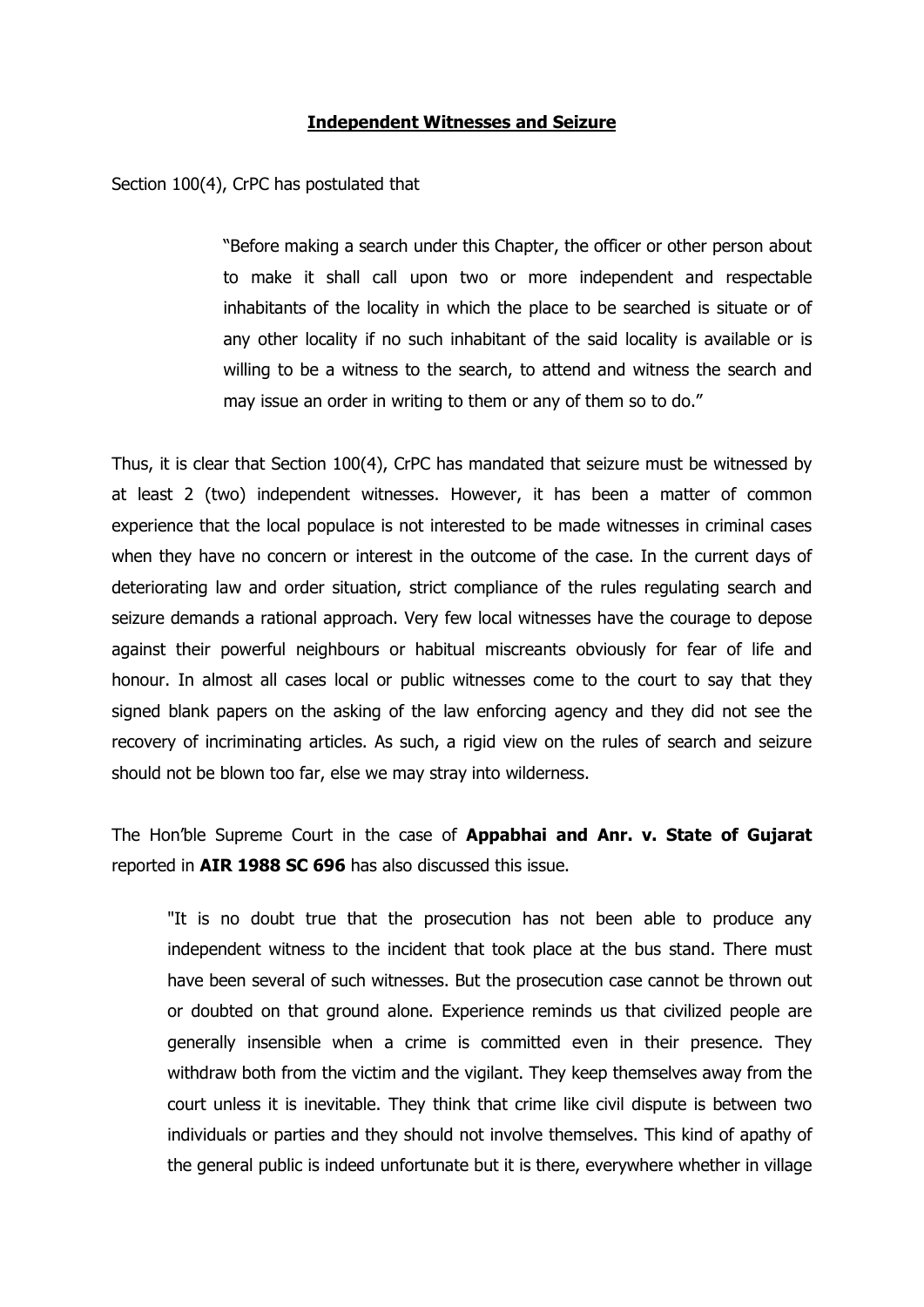## **Independent Witnesses and Seizure**

Section 100(4), CrPC has postulated that

> "Before making a search under this Chapter, the officer or other person about to make it shall call upon two or more independent and respectable inhabitants of the locality in which the place to be searched is situate or of any other locality if no such inhabitant of the said locality is available or is willing to be a witness to the search, to attend and witness the search and may issue an order in writing to them or any of them so to do."

Thus, it is clear that Section 100(4), CrPC has mandated that seizure must be witnessed by at least 2 (two) independent witnesses. However, it has been a matter of common experience that the local populace is not interested to be made witnesses in criminal cases when they have no concern or interest in the outcome of the case. In the current days of deteriorating law and order situation, strict compliance of the rules regulating search and seizure demands a rational approach. Very few local witnesses have the courage to depose against their powerful neighbours or habitual miscreants obviously for fear of life and honour. In almost all cases local or public witnesses come to the court to say that they signed blank papers on the asking of the law enforcing agency and they did not see the recovery of incriminating articles. As such, a rigid view on the rules of search and seizure should not be blown too far, else we may stray into wilderness.

The Hon'ble Supreme Court in the case of **Appabhai and Anr. v. State of Gujarat** reported in **AIR 1988 SC 696** has also discussed this issue.

> "It is no doubt true that the prosecution has not been able to produce any independent witness to the incident that took place at the bus stand. There must have been several of such witnesses. But the prosecution case cannot be thrown out or doubted on that ground alone. Experience reminds us that civilized people are generally insensible when a crime is committed even in their presence. They withdraw both from the victim and the vigilant. They keep themselves away from the court unless it is inevitable. They think that crime like civil dispute is between two individuals or parties and they should not involve themselves. This kind of apathy of the general public is indeed unfortunate but it is there, everywhere whether in village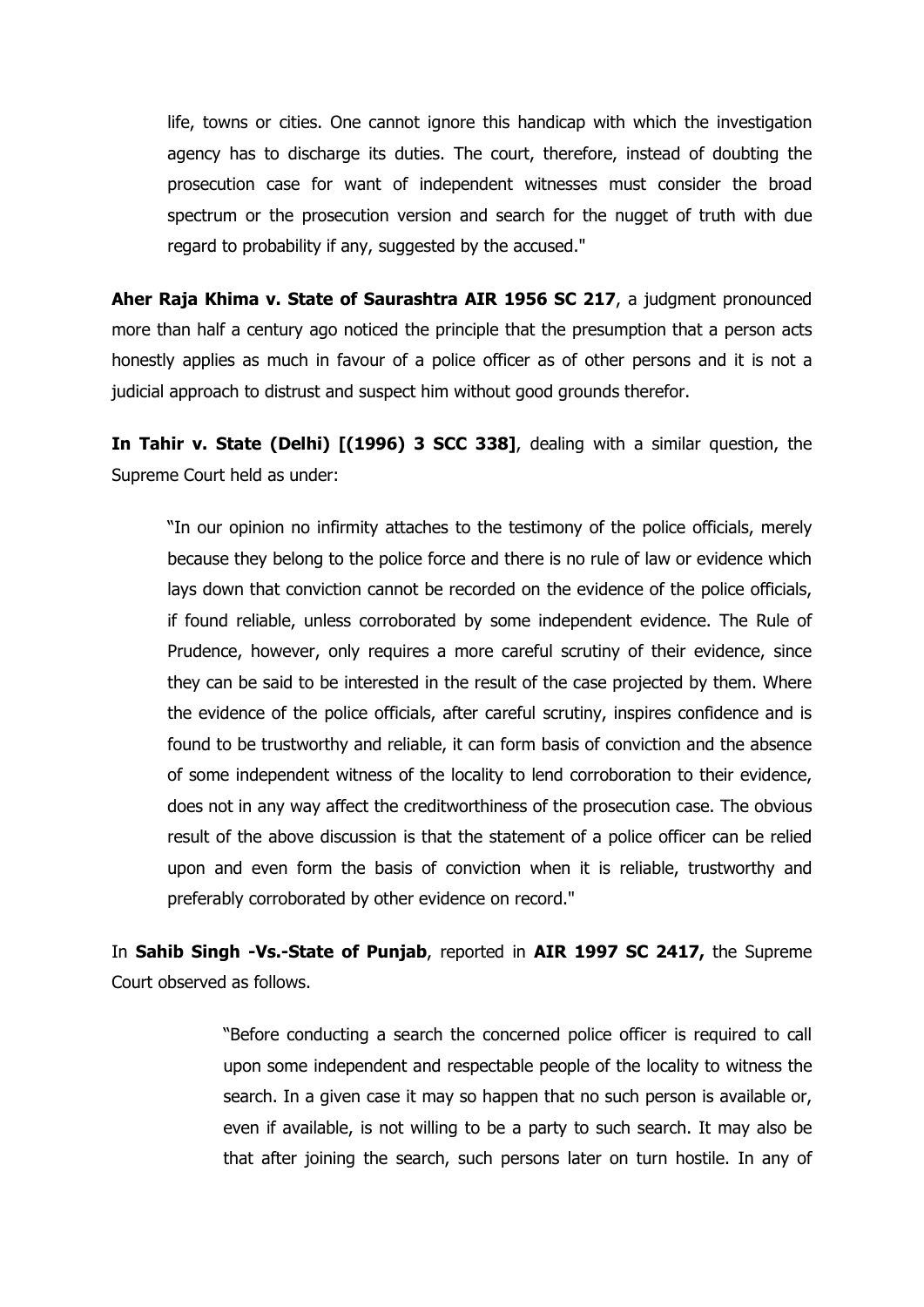life, towns or cities. One cannot ignore this handicap with which the investigation agency has to discharge its duties. The court, therefore, instead of doubting the prosecution case for want of independent witnesses must consider the broad spectrum or the prosecution version and search for the nugget of truth with due regard to probability if any, suggested by the accused."

**Aher Raja Khima v. State of Saurashtra AIR 1956 SC 217**, a judgment pronounced more than half a century ago noticed the principle that the presumption that a person acts honestly applies as much in favour of a police officer as of other persons and it is not a judicial approach to distrust and suspect him without good grounds therefor.

**In Tahir v. State (Delhi) [(1996) 3 SCC 338]**, dealing with a similar question, the Supreme Court held as under:

> "In our opinion no infirmity attaches to the testimony of the police officials, merely because they belong to the police force and there is no rule of law or evidence which lays down that conviction cannot be recorded on the evidence of the police officials, if found reliable, unless corroborated by some independent evidence. The Rule of Prudence, however, only requires a more careful scrutiny of their evidence, since they can be said to be interested in the result of the case projected by them. Where the evidence of the police officials, after careful scrutiny, inspires confidence and is found to be trustworthy and reliable, it can form basis of conviction and the absence of some independent witness of the locality to lend corroboration to their evidence, does not in any way affect the creditworthiness of the prosecution case. The obvious result of the above discussion is that the statement of a police officer can be relied upon and even form the basis of conviction when it is reliable, trustworthy and preferably corroborated by other evidence on record."

In **Sahib Singh -Vs.-State of Punjab**, reported in **AIR 1997 SC 2417,** the Supreme Court observed as follows.

> "Before conducting a search the concerned police officer is required to call upon some independent and respectable people of the locality to witness the search. In a given case it may so happen that no such person is available or, even if available, is not willing to be a party to such search. It may also be that after joining the search, such persons later on turn hostile. In any of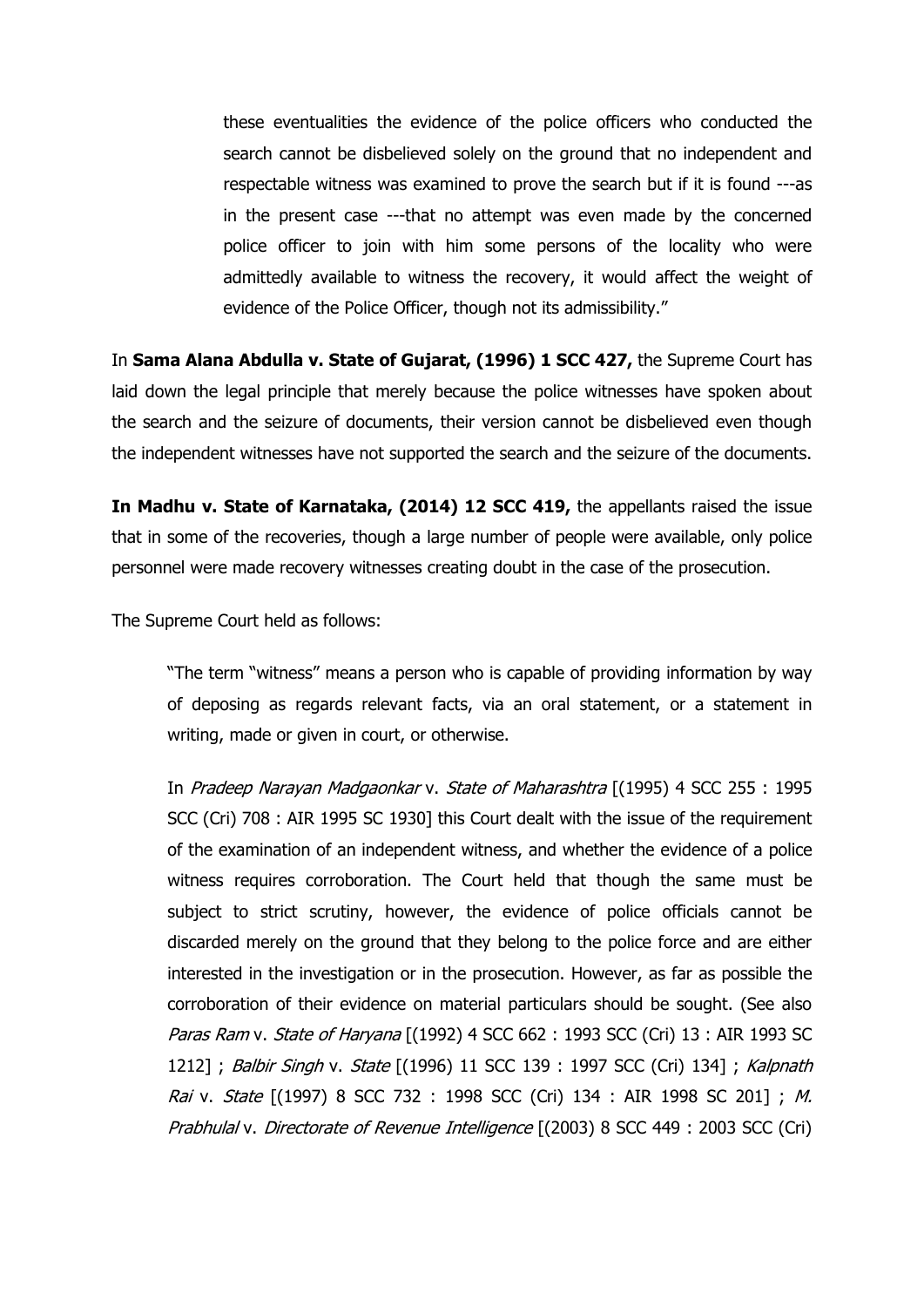> these eventualities the evidence of the police officers who conducted the search cannot be disbelieved solely on the ground that no independent and respectable witness was examined to prove the search but if it is found ---as in the present case ---that no attempt was even made by the concerned police officer to join with him some persons of the locality who were admittedly available to witness the recovery, it would affect the weight of evidence of the Police Officer, though not its admissibility."

In **Sama Alana Abdulla v. State of Gujarat, (1996) 1 SCC 427,** the Supreme Court has laid down the legal principle that merely because the police witnesses have spoken about the search and the seizure of documents, their version cannot be disbelieved even though the independent witnesses have not supported the search and the seizure of the documents.

**In Madhu v. State of Karnataka, (2014) 12 SCC 419,** the appellants raised the issue that in some of the recoveries, though a large number of people were available, only police personnel were made recovery witnesses creating doubt in the case of the prosecution.

The Supreme Court held as follows:

> "The term "witness" means a person who is capable of providing information by way of deposing as regards relevant facts, via an oral statement, or a statement in writing, made or given in court, or otherwise.
>
> In *Pradeep Narayan Madgaonkar* v. *State of Maharashtra* [(1995) 4 SCC 255 : 1995 SCC (Cri) 708 : AIR 1995 SC 1930] this Court dealt with the issue of the requirement of the examination of an independent witness, and whether the evidence of a police witness requires corroboration. The Court held that though the same must be subject to strict scrutiny, however, the evidence of police officials cannot be discarded merely on the ground that they belong to the police force and are either interested in the investigation or in the prosecution. However, as far as possible the corroboration of their evidence on material particulars should be sought. (See also *Paras Ram* v. *State of Haryana* [(1992) 4 SCC 662 : 1993 SCC (Cri) 13 : AIR 1993 SC 1212] ; *Balbir Singh* v. *State* [(1996) 11 SCC 139 : 1997 SCC (Cri) 134] ; *Kalpnath Rai* v. *State* [(1997) 8 SCC 732 : 1998 SCC (Cri) 134 : AIR 1998 SC 201] ; *M. Prabhulal* v. *Directorate of Revenue Intelligence* [(2003) 8 SCC 449 : 2003 SCC (Cri)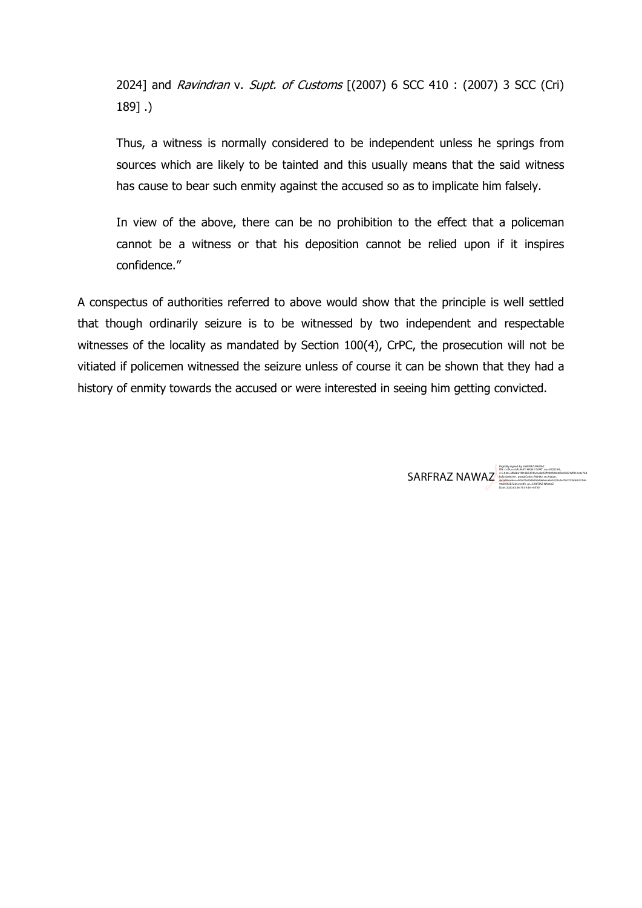2024] and *Ravindran* v. *Supt. of Customs* [(2007) 6 SCC 410 : (2007) 3 SCC (Cri) 189] .)

Thus, a witness is normally considered to be independent unless he springs from sources which are likely to be tainted and this usually means that the said witness has cause to bear such enmity against the accused so as to implicate him falsely.

In view of the above, there can be no prohibition to the effect that a policeman cannot be a witness or that his deposition cannot be relied upon if it inspires confidence."

A conspectus of authorities referred to above would show that the principle is well settled that though ordinarily seizure is to be witnessed by two independent and respectable witnesses of the locality as mandated by Section 100(4), CrPC, the prosecution will not be vitiated if policemen witnessed the seizure unless of course it can be shown that they had a history of enmity towards the accused or were interested in seeing him getting convicted.

SARFRAZ NAWAZ